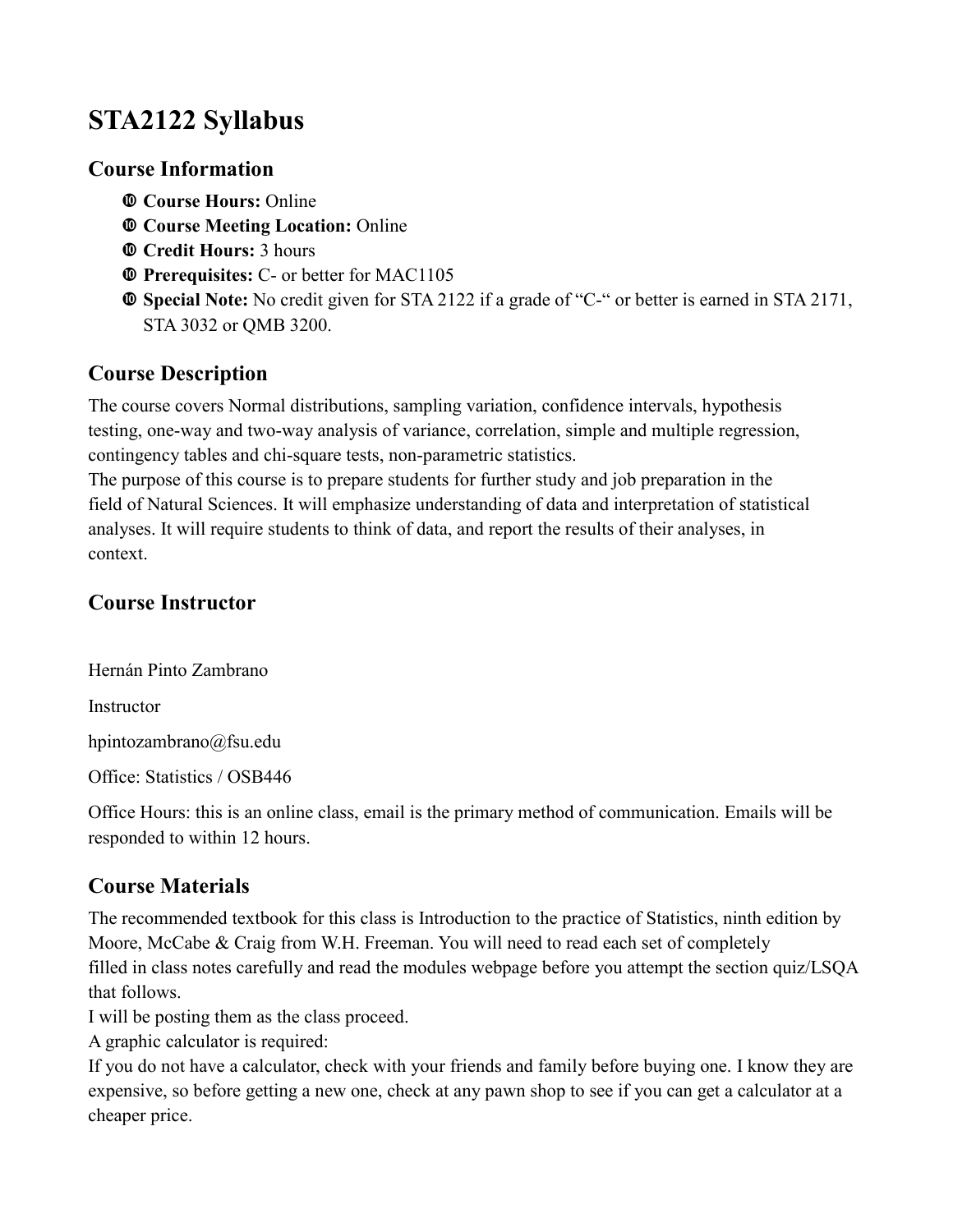# STA2122 Syllabus

## Course Information

- **Course Hours:** Online
- **Course Meeting Location:** Online
- **Credit Hours:** 3 hours
- **Prerequisites:** C- or better for MAC1105
- **Special Note:** No credit given for STA 2122 if a grade of "C-" or better is earned in STA 2171, STA 3032 or QMB 3200.

## Course Description

The course covers Normal distributions, sampling variation, confidence intervals, hypothesis testing, one-way and two-way analysis of variance, correlation, simple and multiple regression, contingency tables and chi-square tests, non-parametric statistics.
The purpose of this course is to prepare students for further study and job preparation in the field of Natural Sciences. It will emphasize understanding of data and interpretation of statistical analyses. It will require students to think of data, and report the results of their analyses, in context.

## Course Instructor

Hernán Pinto Zambrano

Instructor

hpintozambrano@fsu.edu

Office: Statistics / OSB446

Office Hours: this is an online class, email is the primary method of communication. Emails will be responded to within 12 hours.

## Course Materials

The recommended textbook for this class is Introduction to the practice of Statistics, ninth edition by Moore, McCabe & Craig from W.H. Freeman. You will need to read each set of completely filled in class notes carefully and read the modules webpage before you attempt the section quiz/LSQA that follows.
I will be posting them as the class proceed.
A graphic calculator is required:
If you do not have a calculator, check with your friends and family before buying one. I know they are expensive, so before getting a new one, check at any pawn shop to see if you can get a calculator at a cheaper price.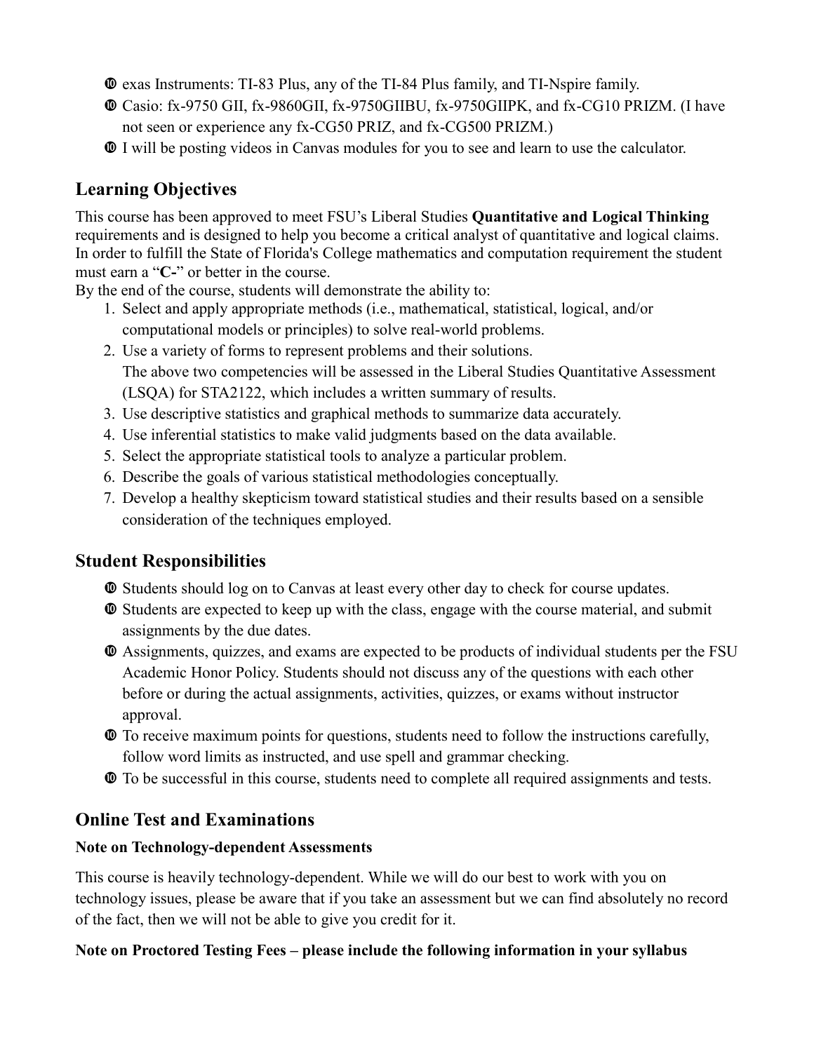- exas Instruments: TI-83 Plus, any of the TI-84 Plus family, and TI-Nspire family.
- Casio: fx-9750 GII, fx-9860GII, fx-9750GIIBU, fx-9750GIIPK, and fx-CG10 PRIZM. (I have not seen or experience any fx-CG50 PRIZ, and fx-CG500 PRIZM.)
- I will be posting videos in Canvas modules for you to see and learn to use the calculator.

## Learning Objectives

This course has been approved to meet FSU's Liberal Studies **Quantitative and Logical Thinking** requirements and is designed to help you become a critical analyst of quantitative and logical claims. In order to fulfill the State of Florida's College mathematics and computation requirement the student must earn a "**C-**" or better in the course.

By the end of the course, students will demonstrate the ability to:

1. Select and apply appropriate methods (i.e., mathematical, statistical, logical, and/or computational models or principles) to solve real-world problems.
2. Use a variety of forms to represent problems and their solutions.
   The above two competencies will be assessed in the Liberal Studies Quantitative Assessment (LSQA) for STA2122, which includes a written summary of results.
3. Use descriptive statistics and graphical methods to summarize data accurately.
4. Use inferential statistics to make valid judgments based on the data available.
5. Select the appropriate statistical tools to analyze a particular problem.
6. Describe the goals of various statistical methodologies conceptually.
7. Develop a healthy skepticism toward statistical studies and their results based on a sensible consideration of the techniques employed.

## Student Responsibilities

- Students should log on to Canvas at least every other day to check for course updates.
- Students are expected to keep up with the class, engage with the course material, and submit assignments by the due dates.
- Assignments, quizzes, and exams are expected to be products of individual students per the FSU Academic Honor Policy. Students should not discuss any of the questions with each other before or during the actual assignments, activities, quizzes, or exams without instructor approval.
- To receive maximum points for questions, students need to follow the instructions carefully, follow word limits as instructed, and use spell and grammar checking.
- To be successful in this course, students need to complete all required assignments and tests.

## Online Test and Examinations

**Note on Technology-dependent Assessments**

This course is heavily technology-dependent. While we will do our best to work with you on technology issues, please be aware that if you take an assessment but we can find absolutely no record of the fact, then we will not be able to give you credit for it.

**Note on Proctored Testing Fees – please include the following information in your syllabus**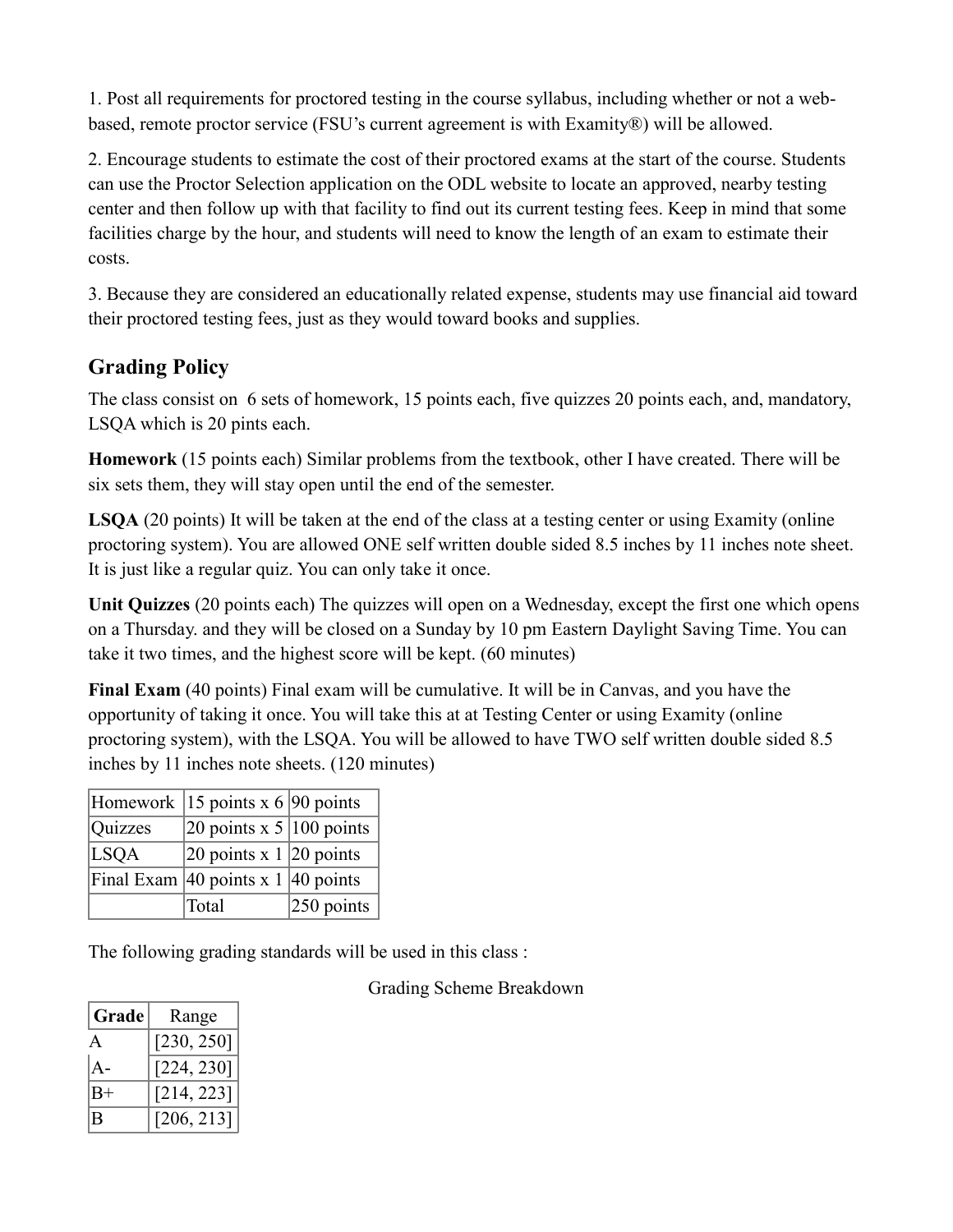1. Post all requirements for proctored testing in the course syllabus, including whether or not a web-based, remote proctor service (FSU's current agreement is with Examity®) will be allowed.

2. Encourage students to estimate the cost of their proctored exams at the start of the course. Students can use the Proctor Selection application on the ODL website to locate an approved, nearby testing center and then follow up with that facility to find out its current testing fees. Keep in mind that some facilities charge by the hour, and students will need to know the length of an exam to estimate their costs.

3. Because they are considered an educationally related expense, students may use financial aid toward their proctored testing fees, just as they would toward books and supplies.

## Grading Policy

The class consist on 6 sets of homework, 15 points each, five quizzes 20 points each, and, mandatory, LSQA which is 20 pints each.

**Homework** (15 points each) Similar problems from the textbook, other I have created. There will be six sets them, they will stay open until the end of the semester.

**LSQA** (20 points) It will be taken at the end of the class at a testing center or using Examity (online proctoring system). You are allowed ONE self written double sided 8.5 inches by 11 inches note sheet. It is just like a regular quiz. You can only take it once.

**Unit Quizzes** (20 points each) The quizzes will open on a Wednesday, except the first one which opens on a Thursday. and they will be closed on a Sunday by 10 pm Eastern Daylight Saving Time. You can take it two times, and the highest score will be kept. (60 minutes)

**Final Exam** (40 points) Final exam will be cumulative. It will be in Canvas, and you have the opportunity of taking it once. You will take this at at Testing Center or using Examity (online proctoring system), with the LSQA. You will be allowed to have TWO self written double sided 8.5 inches by 11 inches note sheets. (120 minutes)

| | | |
|---|---|---|
| Homework | 15 points x 6 | 90 points |
| Quizzes | 20 points x 5 | 100 points |
| LSQA | 20 points x 1 | 20 points |
| Final Exam | 40 points x 1 | 40 points |
| | Total | 250 points |

The following grading standards will be used in this class :

Grading Scheme Breakdown

| Grade | Range |
|---|---|
| A | [230, 250] |
| A- | [224, 230] |
| B+ | [214, 223] |
| B | [206, 213] |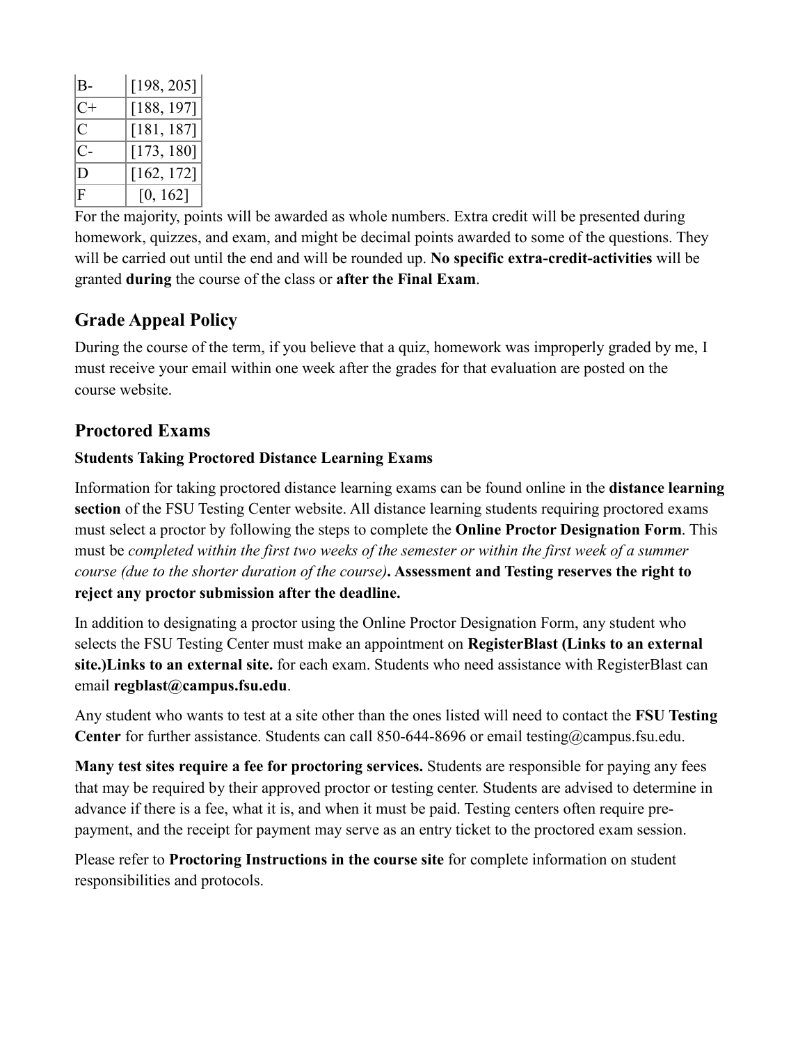| | |
|---|---|
| B- | [198, 205] |
| C+ | [188, 197] |
| C | [181, 187] |
| C- | [173, 180] |
| D | [162, 172] |
| F | [0, 162] |

For the majority, points will be awarded as whole numbers. Extra credit will be presented during homework, quizzes, and exam, and might be decimal points awarded to some of the questions. They will be carried out until the end and will be rounded up. **No specific extra-credit-activities** will be granted **during** the course of the class or **after the Final Exam**.

## Grade Appeal Policy

During the course of the term, if you believe that a quiz, homework was improperly graded by me, I must receive your email within one week after the grades for that evaluation are posted on the course website.

## Proctored Exams

### Students Taking Proctored Distance Learning Exams

Information for taking proctored distance learning exams can be found online in the **distance learning section** of the FSU Testing Center website. All distance learning students requiring proctored exams must select a proctor by following the steps to complete the **Online Proctor Designation Form**. This must be *completed within the first two weeks of the semester or within the first week of a summer course (due to the shorter duration of the course)*. **Assessment and Testing reserves the right to reject any proctor submission after the deadline.**

In addition to designating a proctor using the Online Proctor Designation Form, any student who selects the FSU Testing Center must make an appointment on **RegisterBlast (Links to an external site.)Links to an external site.** for each exam. Students who need assistance with RegisterBlast can email **regblast@campus.fsu.edu**.

Any student who wants to test at a site other than the ones listed will need to contact the **FSU Testing Center** for further assistance. Students can call 850-644-8696 or email testing@campus.fsu.edu.

**Many test sites require a fee for proctoring services.** Students are responsible for paying any fees that may be required by their approved proctor or testing center. Students are advised to determine in advance if there is a fee, what it is, and when it must be paid. Testing centers often require pre-payment, and the receipt for payment may serve as an entry ticket to the proctored exam session.

Please refer to **Proctoring Instructions in the course site** for complete information on student responsibilities and protocols.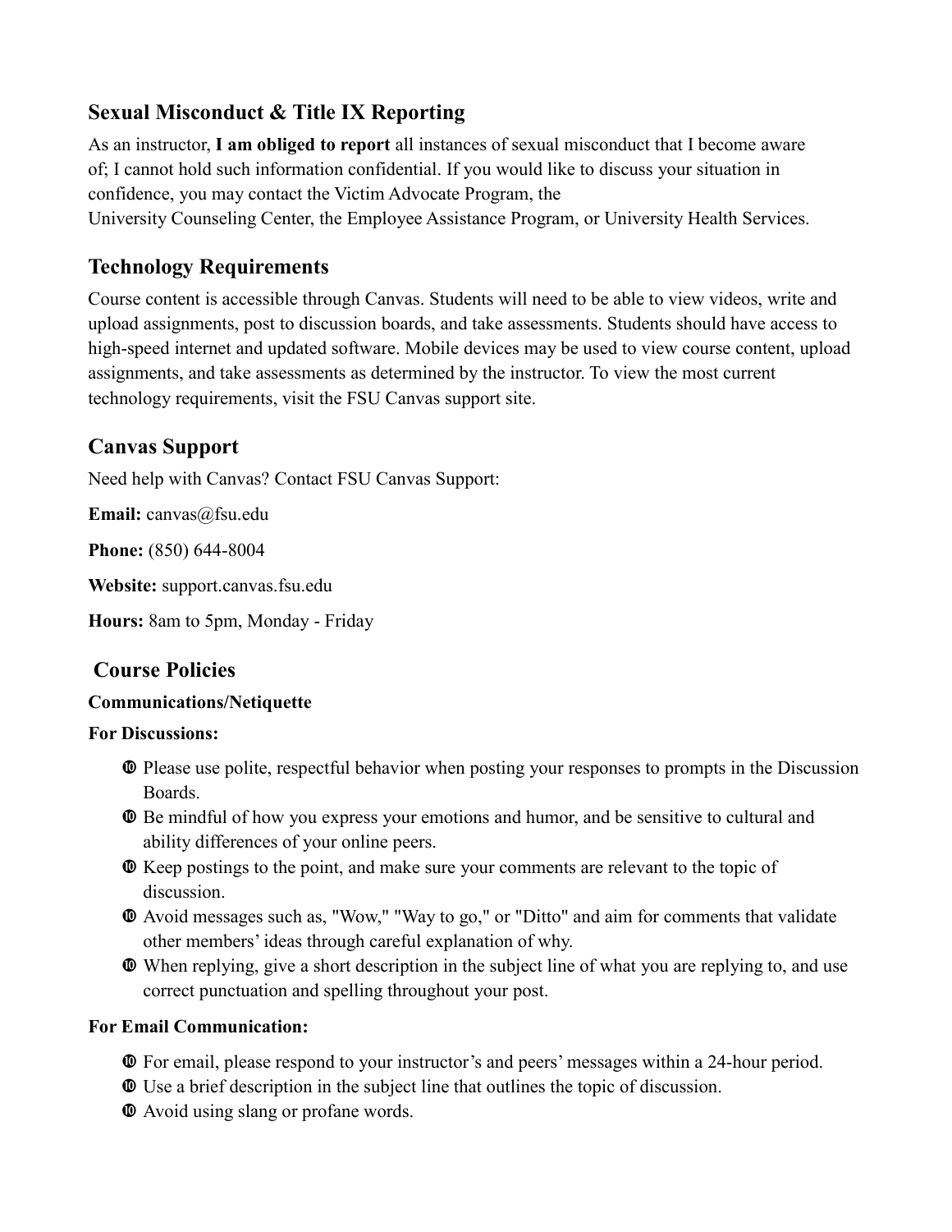## Sexual Misconduct & Title IX Reporting

As an instructor, **I am obliged to report** all instances of sexual misconduct that I become aware of; I cannot hold such information confidential. If you would like to discuss your situation in confidence, you may contact the Victim Advocate Program, the University Counseling Center, the Employee Assistance Program, or University Health Services.

## Technology Requirements

Course content is accessible through Canvas. Students will need to be able to view videos, write and upload assignments, post to discussion boards, and take assessments. Students should have access to high-speed internet and updated software. Mobile devices may be used to view course content, upload assignments, and take assessments as determined by the instructor. To view the most current technology requirements, visit the FSU Canvas support site.

## Canvas Support

Need help with Canvas? Contact FSU Canvas Support:

**Email:** canvas@fsu.edu

**Phone:** (850) 644-8004

**Website:** support.canvas.fsu.edu

**Hours:** 8am to 5pm, Monday - Friday

## Course Policies

**Communications/Netiquette**

**For Discussions:**

- Please use polite, respectful behavior when posting your responses to prompts in the Discussion Boards.
- Be mindful of how you express your emotions and humor, and be sensitive to cultural and ability differences of your online peers.
- Keep postings to the point, and make sure your comments are relevant to the topic of discussion.
- Avoid messages such as, "Wow," "Way to go," or "Ditto" and aim for comments that validate other members' ideas through careful explanation of why.
- When replying, give a short description in the subject line of what you are replying to, and use correct punctuation and spelling throughout your post.

**For Email Communication:**

- For email, please respond to your instructor's and peers' messages within a 24-hour period.
- Use a brief description in the subject line that outlines the topic of discussion.
- Avoid using slang or profane words.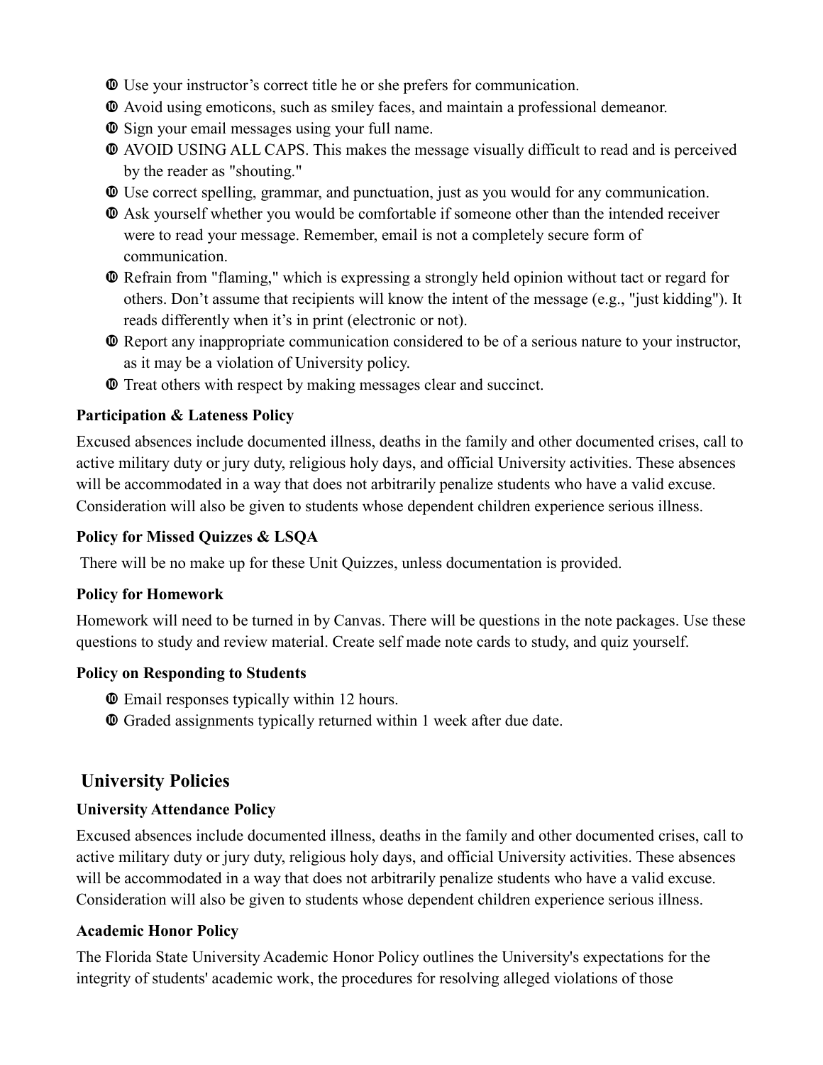- Use your instructor's correct title he or she prefers for communication.
- Avoid using emoticons, such as smiley faces, and maintain a professional demeanor.
- Sign your email messages using your full name.
- AVOID USING ALL CAPS. This makes the message visually difficult to read and is perceived by the reader as "shouting."
- Use correct spelling, grammar, and punctuation, just as you would for any communication.
- Ask yourself whether you would be comfortable if someone other than the intended receiver were to read your message. Remember, email is not a completely secure form of communication.
- Refrain from "flaming," which is expressing a strongly held opinion without tact or regard for others. Don't assume that recipients will know the intent of the message (e.g., "just kidding"). It reads differently when it's in print (electronic or not).
- Report any inappropriate communication considered to be of a serious nature to your instructor, as it may be a violation of University policy.
- Treat others with respect by making messages clear and succinct.

**Participation & Lateness Policy**

Excused absences include documented illness, deaths in the family and other documented crises, call to active military duty or jury duty, religious holy days, and official University activities. These absences will be accommodated in a way that does not arbitrarily penalize students who have a valid excuse. Consideration will also be given to students whose dependent children experience serious illness.

**Policy for Missed Quizzes & LSQA**

There will be no make up for these Unit Quizzes, unless documentation is provided.

**Policy for Homework**

Homework will need to be turned in by Canvas. There will be questions in the note packages. Use these questions to study and review material. Create self made note cards to study, and quiz yourself.

**Policy on Responding to Students**

- Email responses typically within 12 hours.
- Graded assignments typically returned within 1 week after due date.

## University Policies

**University Attendance Policy**

Excused absences include documented illness, deaths in the family and other documented crises, call to active military duty or jury duty, religious holy days, and official University activities. These absences will be accommodated in a way that does not arbitrarily penalize students who have a valid excuse. Consideration will also be given to students whose dependent children experience serious illness.

**Academic Honor Policy**

The Florida State University Academic Honor Policy outlines the University's expectations for the integrity of students' academic work, the procedures for resolving alleged violations of those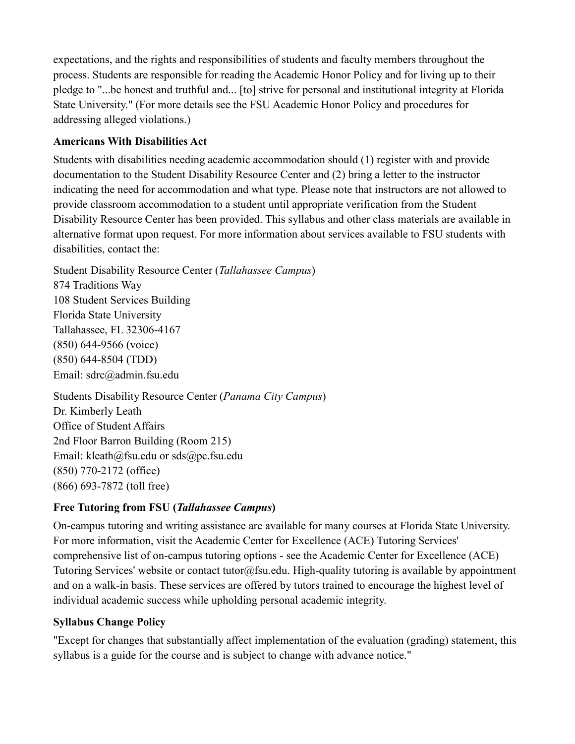expectations, and the rights and responsibilities of students and faculty members throughout the process. Students are responsible for reading the Academic Honor Policy and for living up to their pledge to "...be honest and truthful and... [to] strive for personal and institutional integrity at Florida State University." (For more details see the FSU Academic Honor Policy and procedures for addressing alleged violations.)

**Americans With Disabilities Act**

Students with disabilities needing academic accommodation should (1) register with and provide documentation to the Student Disability Resource Center and (2) bring a letter to the instructor indicating the need for accommodation and what type. Please note that instructors are not allowed to provide classroom accommodation to a student until appropriate verification from the Student Disability Resource Center has been provided. This syllabus and other class materials are available in alternative format upon request. For more information about services available to FSU students with disabilities, contact the:

Student Disability Resource Center (*Tallahassee Campus*)
874 Traditions Way
108 Student Services Building
Florida State University
Tallahassee, FL 32306-4167
(850) 644-9566 (voice)
(850) 644-8504 (TDD)
Email: sdrc@admin.fsu.edu

Students Disability Resource Center (*Panama City Campus*)
Dr. Kimberly Leath
Office of Student Affairs
2nd Floor Barron Building (Room 215)
Email: kleath@fsu.edu or sds@pc.fsu.edu
(850) 770-2172 (office)
(866) 693-7872 (toll free)

**Free Tutoring from FSU (*Tallahassee Campus*)**

On-campus tutoring and writing assistance are available for many courses at Florida State University. For more information, visit the Academic Center for Excellence (ACE) Tutoring Services' comprehensive list of on-campus tutoring options - see the Academic Center for Excellence (ACE) Tutoring Services' website or contact tutor@fsu.edu. High-quality tutoring is available by appointment and on a walk-in basis. These services are offered by tutors trained to encourage the highest level of individual academic success while upholding personal academic integrity.

**Syllabus Change Policy**

"Except for changes that substantially affect implementation of the evaluation (grading) statement, this syllabus is a guide for the course and is subject to change with advance notice."